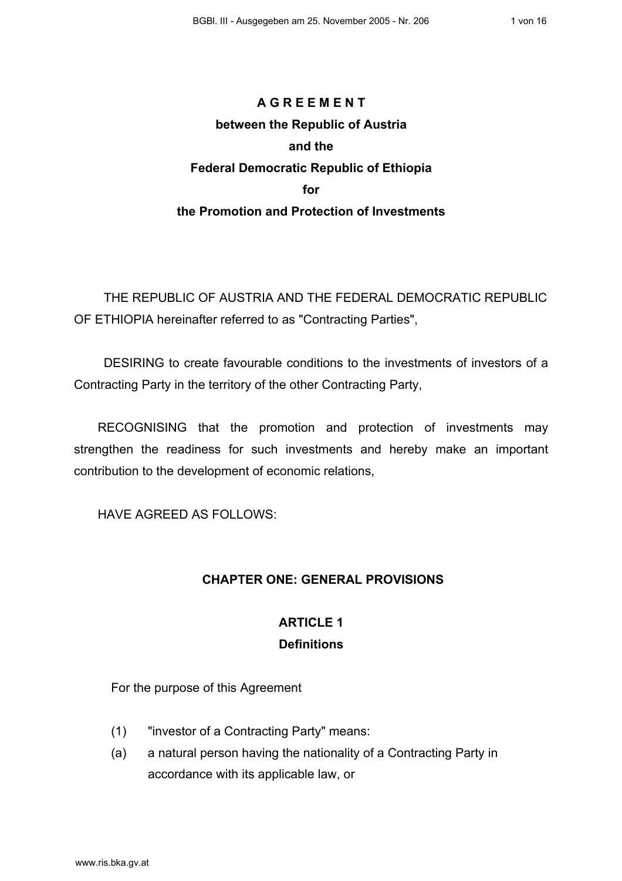# AGREEMENT

## between the Republic of Austria and the Federal Democratic Republic of Ethiopia for the Promotion and Protection of Investments

THE REPUBLIC OF AUSTRIA AND THE FEDERAL DEMOCRATIC REPUBLIC OF ETHIOPIA hereinafter referred to as "Contracting Parties",

DESIRING to create favourable conditions to the investments of investors of a Contracting Party in the territory of the other Contracting Party,

RECOGNISING that the promotion and protection of investments may strengthen the readiness for such investments and hereby make an important contribution to the development of economic relations,

HAVE AGREED AS FOLLOWS:

## CHAPTER ONE: GENERAL PROVISIONS

### ARTICLE 1
### Definitions

For the purpose of this Agreement

(1) "investor of a Contracting Party" means:

(a) a natural person having the nationality of a Contracting Party in accordance with its applicable law, or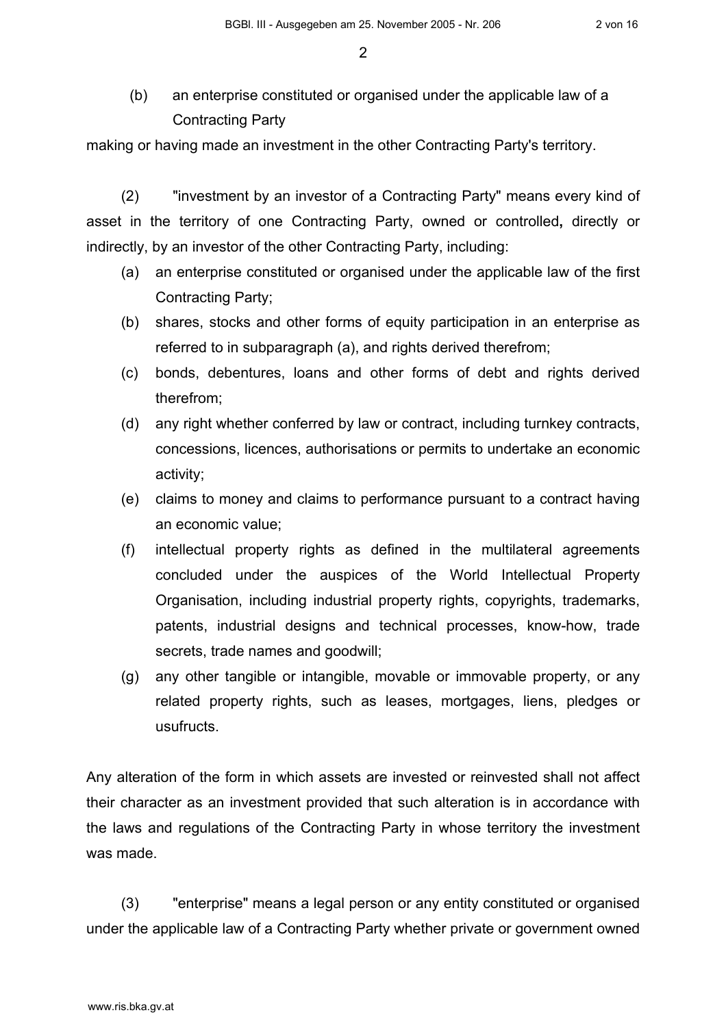(b) an enterprise constituted or organised under the applicable law of a Contracting Party

making or having made an investment in the other Contracting Party's territory.

(2) "investment by an investor of a Contracting Party" means every kind of asset in the territory of one Contracting Party, owned or controlled**,** directly or indirectly, by an investor of the other Contracting Party, including:

(a) an enterprise constituted or organised under the applicable law of the first Contracting Party;

(b) shares, stocks and other forms of equity participation in an enterprise as referred to in subparagraph (a), and rights derived therefrom;

(c) bonds, debentures, loans and other forms of debt and rights derived therefrom;

(d) any right whether conferred by law or contract, including turnkey contracts, concessions, licences, authorisations or permits to undertake an economic activity;

(e) claims to money and claims to performance pursuant to a contract having an economic value;

(f) intellectual property rights as defined in the multilateral agreements concluded under the auspices of the World Intellectual Property Organisation, including industrial property rights, copyrights, trademarks, patents, industrial designs and technical processes, know-how, trade secrets, trade names and goodwill;

(g) any other tangible or intangible, movable or immovable property, or any related property rights, such as leases, mortgages, liens, pledges or usufructs.

Any alteration of the form in which assets are invested or reinvested shall not affect their character as an investment provided that such alteration is in accordance with the laws and regulations of the Contracting Party in whose territory the investment was made.

(3) "enterprise" means a legal person or any entity constituted or organised under the applicable law of a Contracting Party whether private or government owned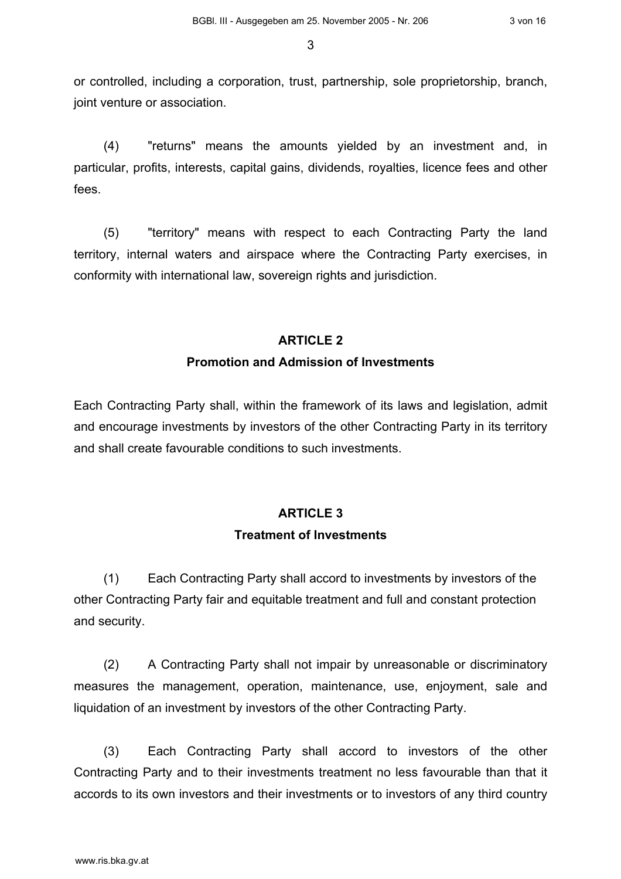or controlled, including a corporation, trust, partnership, sole proprietorship, branch, joint venture or association.

(4) "returns" means the amounts yielded by an investment and, in particular, profits, interests, capital gains, dividends, royalties, licence fees and other fees.

(5) "territory" means with respect to each Contracting Party the land territory, internal waters and airspace where the Contracting Party exercises, in conformity with international law, sovereign rights and jurisdiction.

## ARTICLE 2
## Promotion and Admission of Investments

Each Contracting Party shall, within the framework of its laws and legislation, admit and encourage investments by investors of the other Contracting Party in its territory and shall create favourable conditions to such investments.

## ARTICLE 3
## Treatment of Investments

(1) Each Contracting Party shall accord to investments by investors of the other Contracting Party fair and equitable treatment and full and constant protection and security.

(2) A Contracting Party shall not impair by unreasonable or discriminatory measures the management, operation, maintenance, use, enjoyment, sale and liquidation of an investment by investors of the other Contracting Party.

(3) Each Contracting Party shall accord to investors of the other Contracting Party and to their investments treatment no less favourable than that it accords to its own investors and their investments or to investors of any third country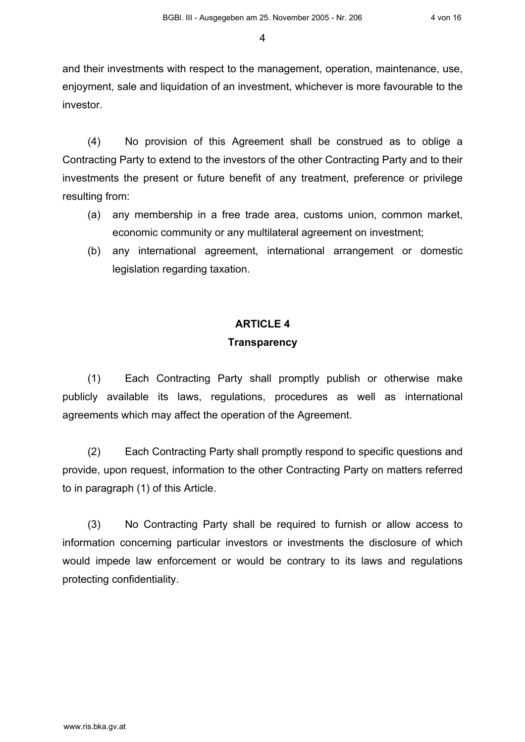and their investments with respect to the management, operation, maintenance, use, enjoyment, sale and liquidation of an investment, whichever is more favourable to the investor.

(4) No provision of this Agreement shall be construed as to oblige a Contracting Party to extend to the investors of the other Contracting Party and to their investments the present or future benefit of any treatment, preference or privilege resulting from:

- (a) any membership in a free trade area, customs union, common market, economic community or any multilateral agreement on investment;
- (b) any international agreement, international arrangement or domestic legislation regarding taxation.

## ARTICLE 4

### Transparency

(1) Each Contracting Party shall promptly publish or otherwise make publicly available its laws, regulations, procedures as well as international agreements which may affect the operation of the Agreement.

(2) Each Contracting Party shall promptly respond to specific questions and provide, upon request, information to the other Contracting Party on matters referred to in paragraph (1) of this Article.

(3) No Contracting Party shall be required to furnish or allow access to information concerning particular investors or investments the disclosure of which would impede law enforcement or would be contrary to its laws and regulations protecting confidentiality.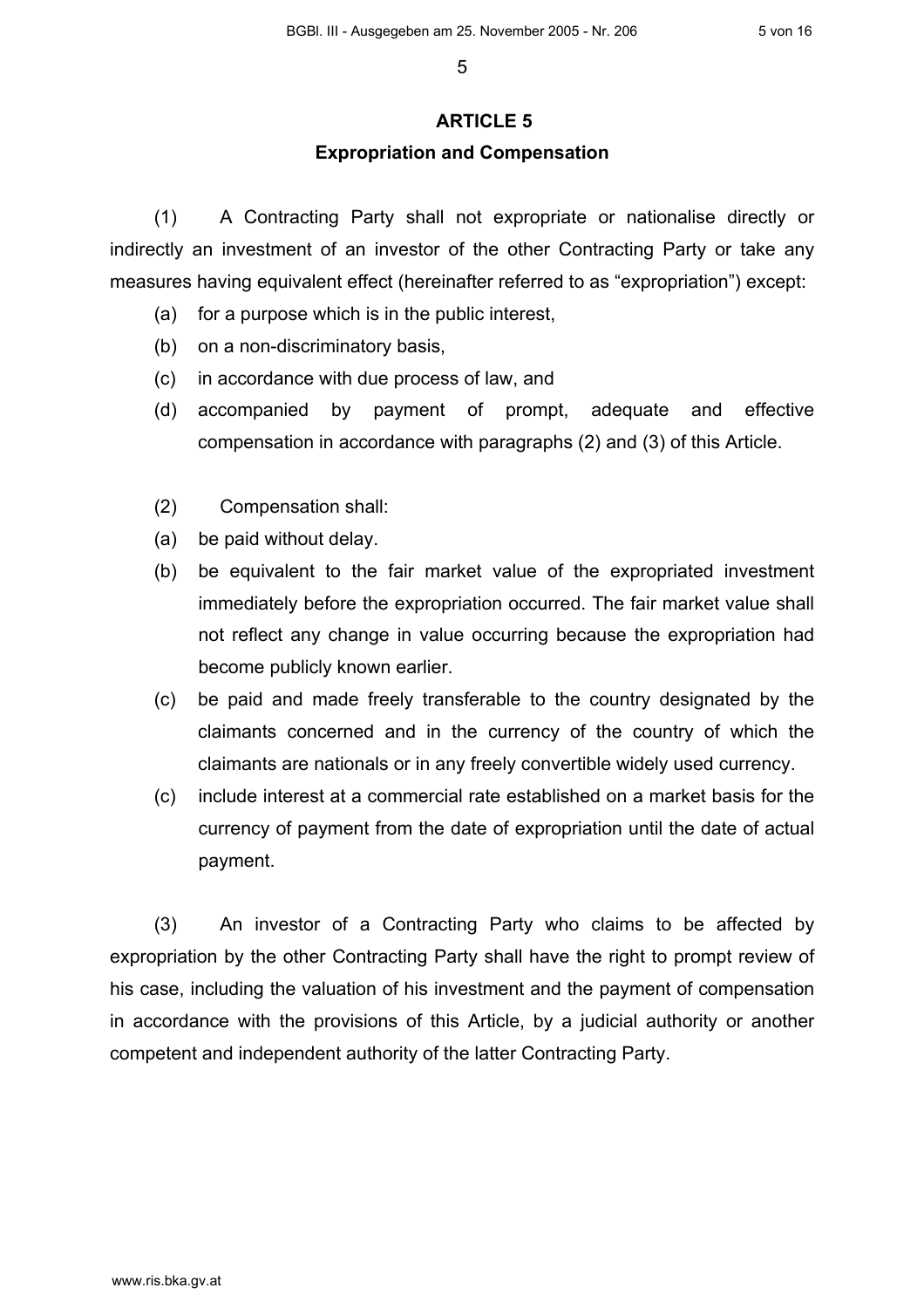## ARTICLE 5

### Expropriation and Compensation

(1) A Contracting Party shall not expropriate or nationalise directly or indirectly an investment of an investor of the other Contracting Party or take any measures having equivalent effect (hereinafter referred to as “expropriation”) except:

(a) for a purpose which is in the public interest,

(b) on a non-discriminatory basis,

(c) in accordance with due process of law, and

(d) accompanied by payment of prompt, adequate and effective compensation in accordance with paragraphs (2) and (3) of this Article.

(2) Compensation shall:

(a) be paid without delay.

(b) be equivalent to the fair market value of the expropriated investment immediately before the expropriation occurred. The fair market value shall not reflect any change in value occurring because the expropriation had become publicly known earlier.

(c) be paid and made freely transferable to the country designated by the claimants concerned and in the currency of the country of which the claimants are nationals or in any freely convertible widely used currency.

(c) include interest at a commercial rate established on a market basis for the currency of payment from the date of expropriation until the date of actual payment.

(3) An investor of a Contracting Party who claims to be affected by expropriation by the other Contracting Party shall have the right to prompt review of his case, including the valuation of his investment and the payment of compensation in accordance with the provisions of this Article, by a judicial authority or another competent and independent authority of the latter Contracting Party.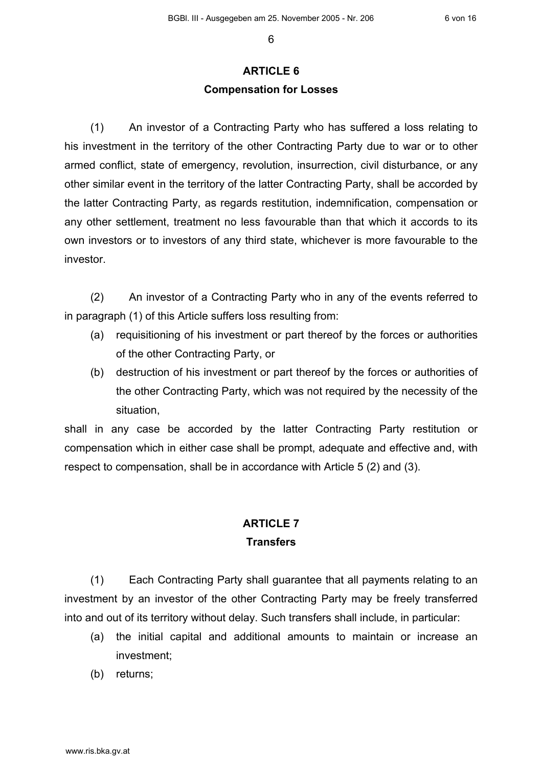## ARTICLE 6
### Compensation for Losses

(1) An investor of a Contracting Party who has suffered a loss relating to his investment in the territory of the other Contracting Party due to war or to other armed conflict, state of emergency, revolution, insurrection, civil disturbance, or any other similar event in the territory of the latter Contracting Party, shall be accorded by the latter Contracting Party, as regards restitution, indemnification, compensation or any other settlement, treatment no less favourable than that which it accords to its own investors or to investors of any third state, whichever is more favourable to the investor.

(2) An investor of a Contracting Party who in any of the events referred to in paragraph (1) of this Article suffers loss resulting from:

(a) requisitioning of his investment or part thereof by the forces or authorities of the other Contracting Party, or

(b) destruction of his investment or part thereof by the forces or authorities of the other Contracting Party, which was not required by the necessity of the situation,

shall in any case be accorded by the latter Contracting Party restitution or compensation which in either case shall be prompt, adequate and effective and, with respect to compensation, shall be in accordance with Article 5 (2) and (3).

## ARTICLE 7
### Transfers

(1) Each Contracting Party shall guarantee that all payments relating to an investment by an investor of the other Contracting Party may be freely transferred into and out of its territory without delay. Such transfers shall include, in particular:

(a) the initial capital and additional amounts to maintain or increase an investment;

(b) returns;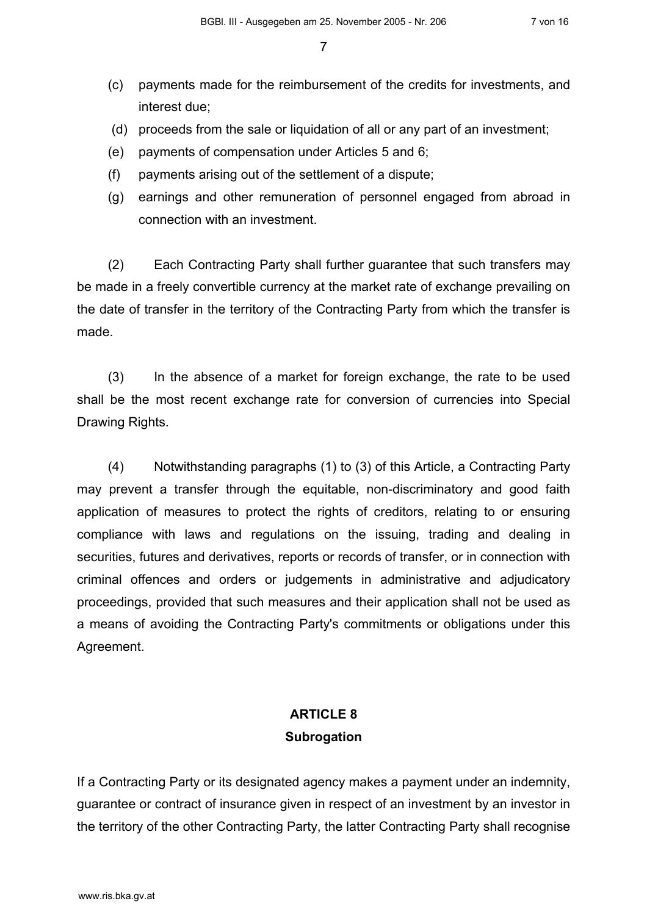(c) payments made for the reimbursement of the credits for investments, and interest due;

(d) proceeds from the sale or liquidation of all or any part of an investment;

(e) payments of compensation under Articles 5 and 6;

(f) payments arising out of the settlement of a dispute;

(g) earnings and other remuneration of personnel engaged from abroad in connection with an investment.

(2) Each Contracting Party shall further guarantee that such transfers may be made in a freely convertible currency at the market rate of exchange prevailing on the date of transfer in the territory of the Contracting Party from which the transfer is made.

(3) In the absence of a market for foreign exchange, the rate to be used shall be the most recent exchange rate for conversion of currencies into Special Drawing Rights.

(4) Notwithstanding paragraphs (1) to (3) of this Article, a Contracting Party may prevent a transfer through the equitable, non-discriminatory and good faith application of measures to protect the rights of creditors, relating to or ensuring compliance with laws and regulations on the issuing, trading and dealing in securities, futures and derivatives, reports or records of transfer, or in connection with criminal offences and orders or judgements in administrative and adjudicatory proceedings, provided that such measures and their application shall not be used as a means of avoiding the Contracting Party's commitments or obligations under this Agreement.

## ARTICLE 8
### Subrogation

If a Contracting Party or its designated agency makes a payment under an indemnity, guarantee or contract of insurance given in respect of an investment by an investor in the territory of the other Contracting Party, the latter Contracting Party shall recognise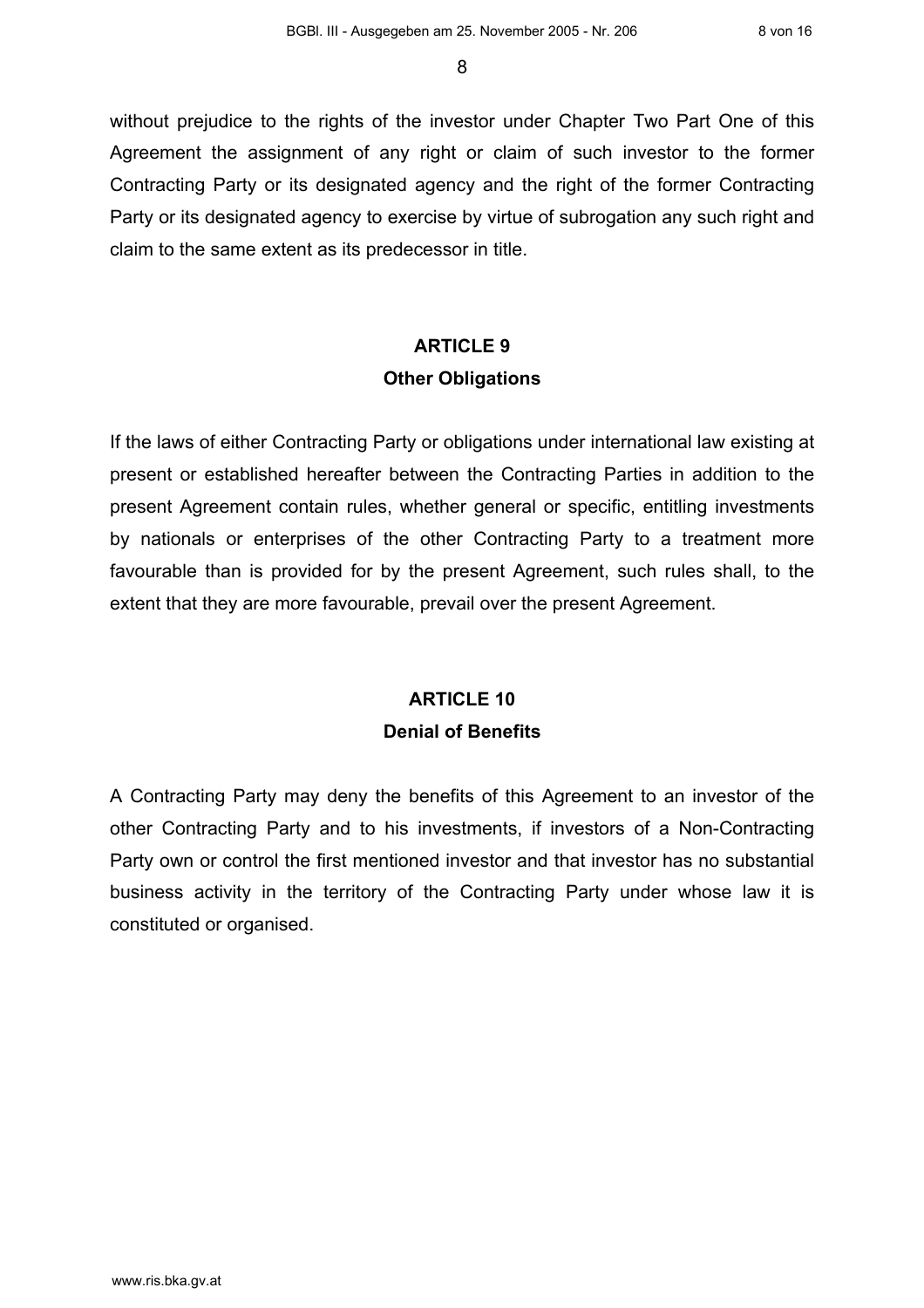without prejudice to the rights of the investor under Chapter Two Part One of this Agreement the assignment of any right or claim of such investor to the former Contracting Party or its designated agency and the right of the former Contracting Party or its designated agency to exercise by virtue of subrogation any such right and claim to the same extent as its predecessor in title.

## ARTICLE 9
## Other Obligations

If the laws of either Contracting Party or obligations under international law existing at present or established hereafter between the Contracting Parties in addition to the present Agreement contain rules, whether general or specific, entitling investments by nationals or enterprises of the other Contracting Party to a treatment more favourable than is provided for by the present Agreement, such rules shall, to the extent that they are more favourable, prevail over the present Agreement.

## ARTICLE 10
## Denial of Benefits

A Contracting Party may deny the benefits of this Agreement to an investor of the other Contracting Party and to his investments, if investors of a Non-Contracting Party own or control the first mentioned investor and that investor has no substantial business activity in the territory of the Contracting Party under whose law it is constituted or organised.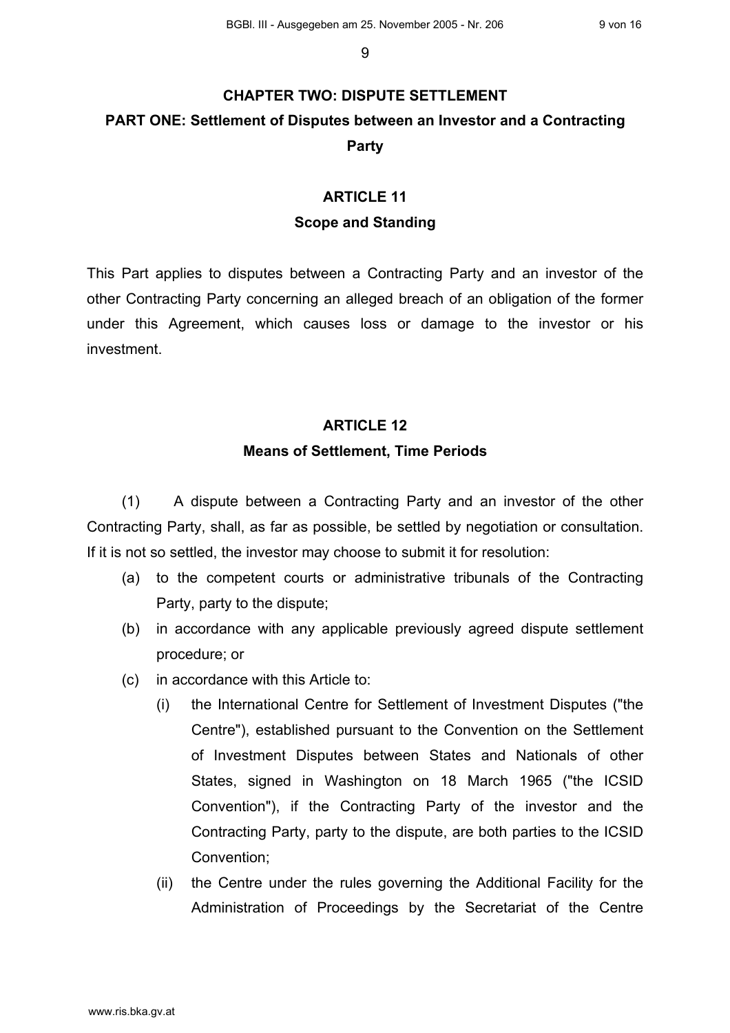## CHAPTER TWO: DISPUTE SETTLEMENT

## PART ONE: Settlement of Disputes between an Investor and a Contracting Party

### ARTICLE 11

### Scope and Standing

This Part applies to disputes between a Contracting Party and an investor of the other Contracting Party concerning an alleged breach of an obligation of the former under this Agreement, which causes loss or damage to the investor or his investment.

### ARTICLE 12

### Means of Settlement, Time Periods

(1) A dispute between a Contracting Party and an investor of the other Contracting Party, shall, as far as possible, be settled by negotiation or consultation. If it is not so settled, the investor may choose to submit it for resolution:

(a) to the competent courts or administrative tribunals of the Contracting Party, party to the dispute;

(b) in accordance with any applicable previously agreed dispute settlement procedure; or

(c) in accordance with this Article to:

(i) the International Centre for Settlement of Investment Disputes ("the Centre"), established pursuant to the Convention on the Settlement of Investment Disputes between States and Nationals of other States, signed in Washington on 18 March 1965 ("the ICSID Convention"), if the Contracting Party of the investor and the Contracting Party, party to the dispute, are both parties to the ICSID Convention;

(ii) the Centre under the rules governing the Additional Facility for the Administration of Proceedings by the Secretariat of the Centre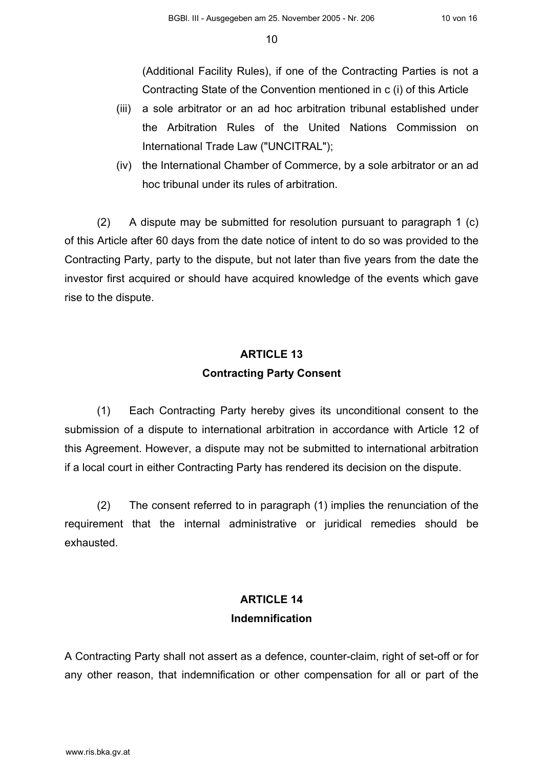(Additional Facility Rules), if one of the Contracting Parties is not a Contracting State of the Convention mentioned in c (i) of this Article

(iii) a sole arbitrator or an ad hoc arbitration tribunal established under the Arbitration Rules of the United Nations Commission on International Trade Law ("UNCITRAL");

(iv) the International Chamber of Commerce, by a sole arbitrator or an ad hoc tribunal under its rules of arbitration.

(2) A dispute may be submitted for resolution pursuant to paragraph 1 (c) of this Article after 60 days from the date notice of intent to do so was provided to the Contracting Party, party to the dispute, but not later than five years from the date the investor first acquired or should have acquired knowledge of the events which gave rise to the dispute.

## ARTICLE 13
## Contracting Party Consent

(1) Each Contracting Party hereby gives its unconditional consent to the submission of a dispute to international arbitration in accordance with Article 12 of this Agreement. However, a dispute may not be submitted to international arbitration if a local court in either Contracting Party has rendered its decision on the dispute.

(2) The consent referred to in paragraph (1) implies the renunciation of the requirement that the internal administrative or juridical remedies should be exhausted.

## ARTICLE 14
## Indemnification

A Contracting Party shall not assert as a defence, counter-claim, right of set-off or for any other reason, that indemnification or other compensation for all or part of the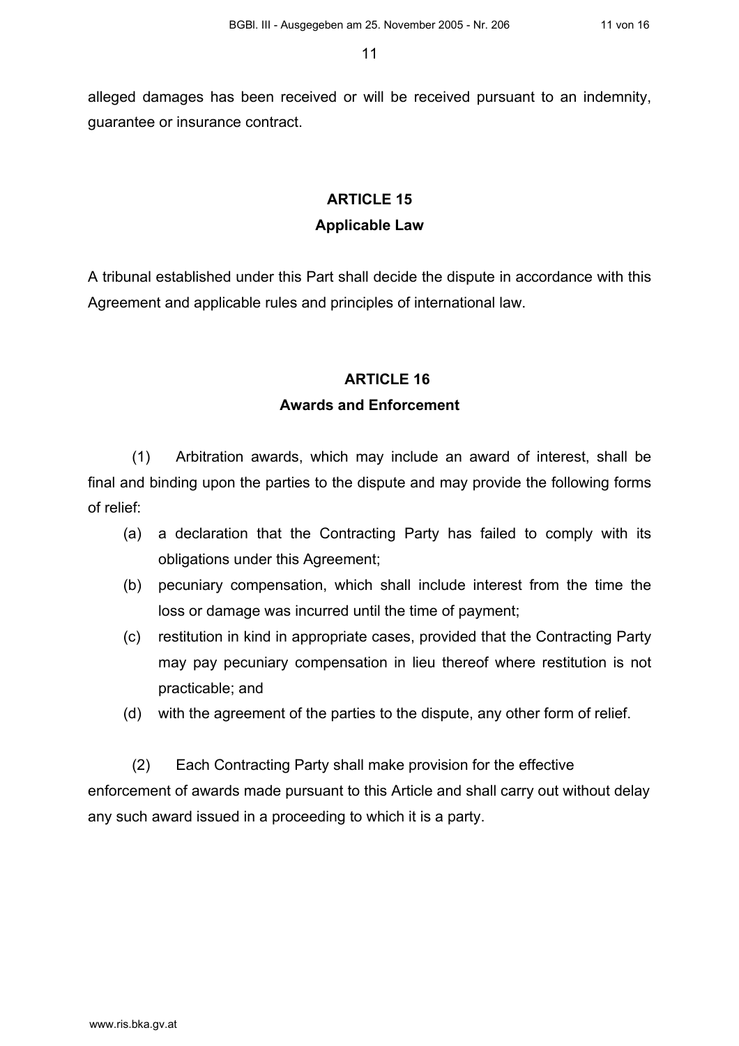alleged damages has been received or will be received pursuant to an indemnity, guarantee or insurance contract.

## ARTICLE 15

## Applicable Law

A tribunal established under this Part shall decide the dispute in accordance with this Agreement and applicable rules and principles of international law.

## ARTICLE 16

## Awards and Enforcement

(1) Arbitration awards, which may include an award of interest, shall be final and binding upon the parties to the dispute and may provide the following forms of relief:

(a) a declaration that the Contracting Party has failed to comply with its obligations under this Agreement;

(b) pecuniary compensation, which shall include interest from the time the loss or damage was incurred until the time of payment;

(c) restitution in kind in appropriate cases, provided that the Contracting Party may pay pecuniary compensation in lieu thereof where restitution is not practicable; and

(d) with the agreement of the parties to the dispute, any other form of relief.

(2) Each Contracting Party shall make provision for the effective enforcement of awards made pursuant to this Article and shall carry out without delay any such award issued in a proceeding to which it is a party.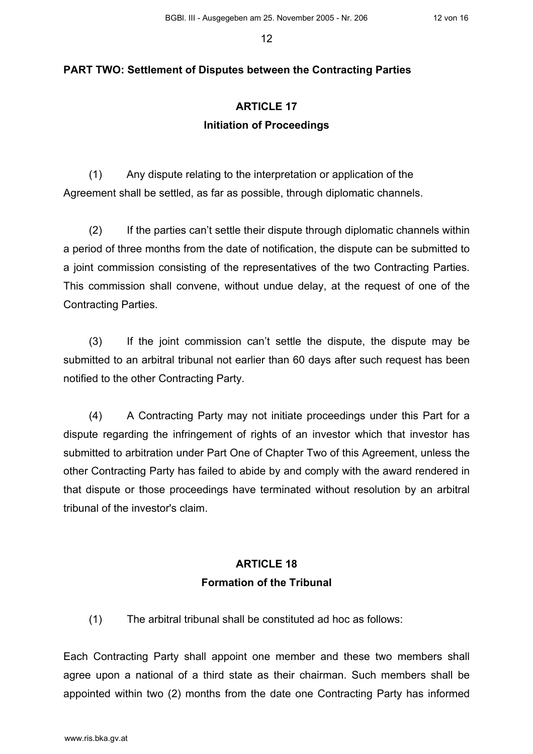## PART TWO: Settlement of Disputes between the Contracting Parties

### ARTICLE 17
### Initiation of Proceedings

(1) Any dispute relating to the interpretation or application of the Agreement shall be settled, as far as possible, through diplomatic channels.

(2) If the parties can't settle their dispute through diplomatic channels within a period of three months from the date of notification, the dispute can be submitted to a joint commission consisting of the representatives of the two Contracting Parties. This commission shall convene, without undue delay, at the request of one of the Contracting Parties.

(3) If the joint commission can't settle the dispute, the dispute may be submitted to an arbitral tribunal not earlier than 60 days after such request has been notified to the other Contracting Party.

(4) A Contracting Party may not initiate proceedings under this Part for a dispute regarding the infringement of rights of an investor which that investor has submitted to arbitration under Part One of Chapter Two of this Agreement, unless the other Contracting Party has failed to abide by and comply with the award rendered in that dispute or those proceedings have terminated without resolution by an arbitral tribunal of the investor's claim.

### ARTICLE 18
### Formation of the Tribunal

(1) The arbitral tribunal shall be constituted ad hoc as follows:

Each Contracting Party shall appoint one member and these two members shall agree upon a national of a third state as their chairman. Such members shall be appointed within two (2) months from the date one Contracting Party has informed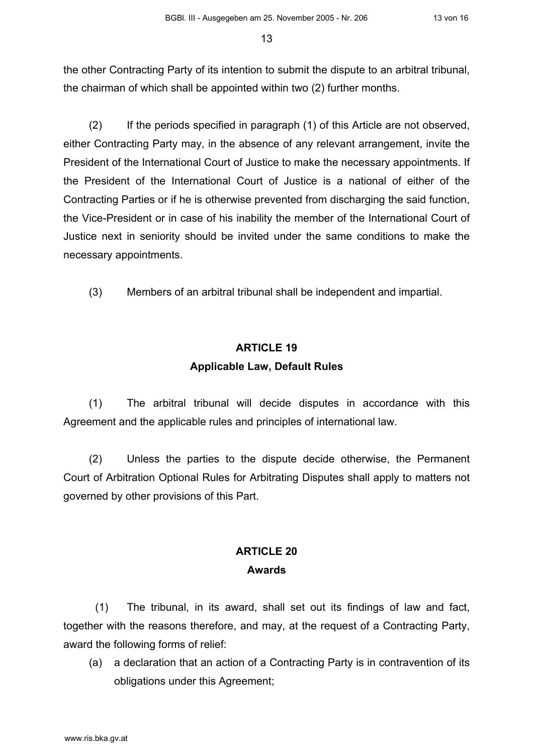the other Contracting Party of its intention to submit the dispute to an arbitral tribunal, the chairman of which shall be appointed within two (2) further months.

(2) If the periods specified in paragraph (1) of this Article are not observed, either Contracting Party may, in the absence of any relevant arrangement, invite the President of the International Court of Justice to make the necessary appointments. If the President of the International Court of Justice is a national of either of the Contracting Parties or if he is otherwise prevented from discharging the said function, the Vice-President or in case of his inability the member of the International Court of Justice next in seniority should be invited under the same conditions to make the necessary appointments.

(3) Members of an arbitral tribunal shall be independent and impartial.

## ARTICLE 19
### Applicable Law, Default Rules

(1) The arbitral tribunal will decide disputes in accordance with this Agreement and the applicable rules and principles of international law.

(2) Unless the parties to the dispute decide otherwise, the Permanent Court of Arbitration Optional Rules for Arbitrating Disputes shall apply to matters not governed by other provisions of this Part.

## ARTICLE 20
### Awards

(1) The tribunal, in its award, shall set out its findings of law and fact, together with the reasons therefore, and may, at the request of a Contracting Party, award the following forms of relief:

(a) a declaration that an action of a Contracting Party is in contravention of its obligations under this Agreement;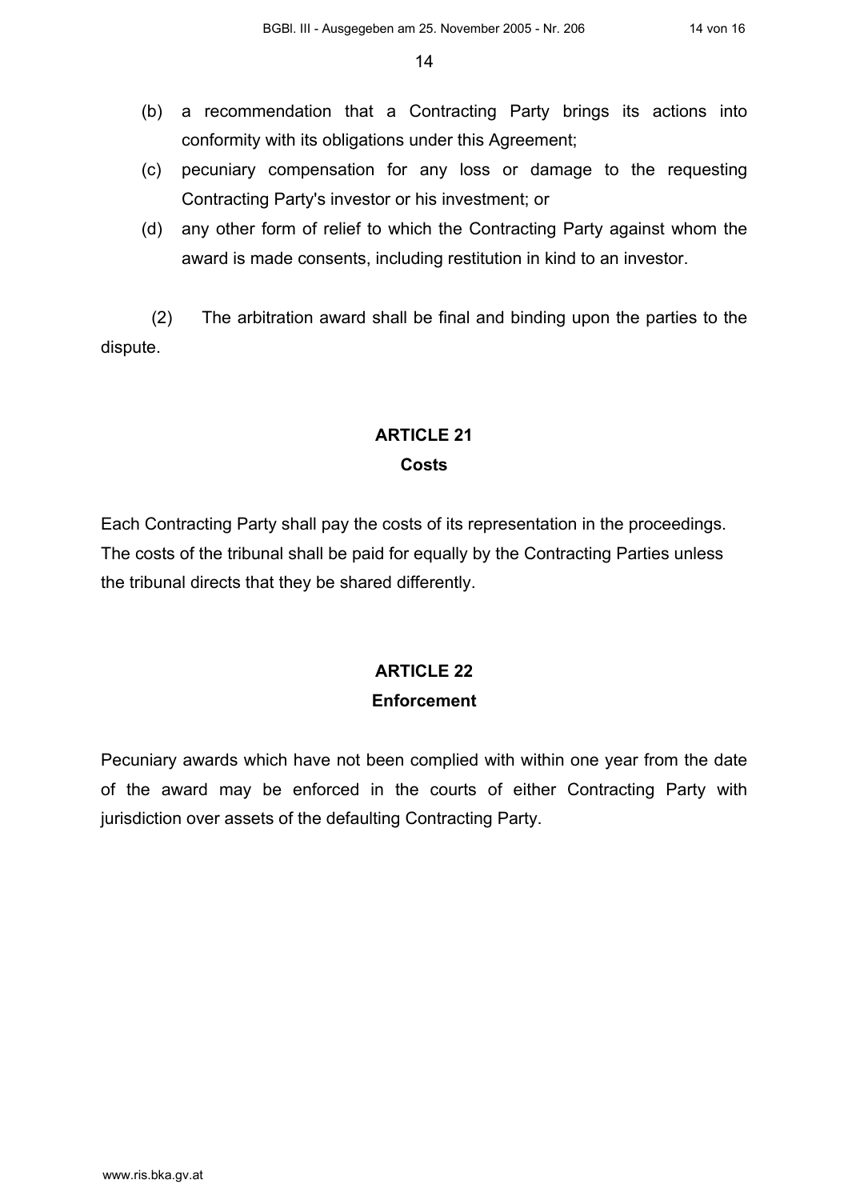(b) a recommendation that a Contracting Party brings its actions into conformity with its obligations under this Agreement;

(c) pecuniary compensation for any loss or damage to the requesting Contracting Party's investor or his investment; or

(d) any other form of relief to which the Contracting Party against whom the award is made consents, including restitution in kind to an investor.

(2) The arbitration award shall be final and binding upon the parties to the dispute.

## ARTICLE 21

### Costs

Each Contracting Party shall pay the costs of its representation in the proceedings. The costs of the tribunal shall be paid for equally by the Contracting Parties unless the tribunal directs that they be shared differently.

## ARTICLE 22

### Enforcement

Pecuniary awards which have not been complied with within one year from the date of the award may be enforced in the courts of either Contracting Party with jurisdiction over assets of the defaulting Contracting Party.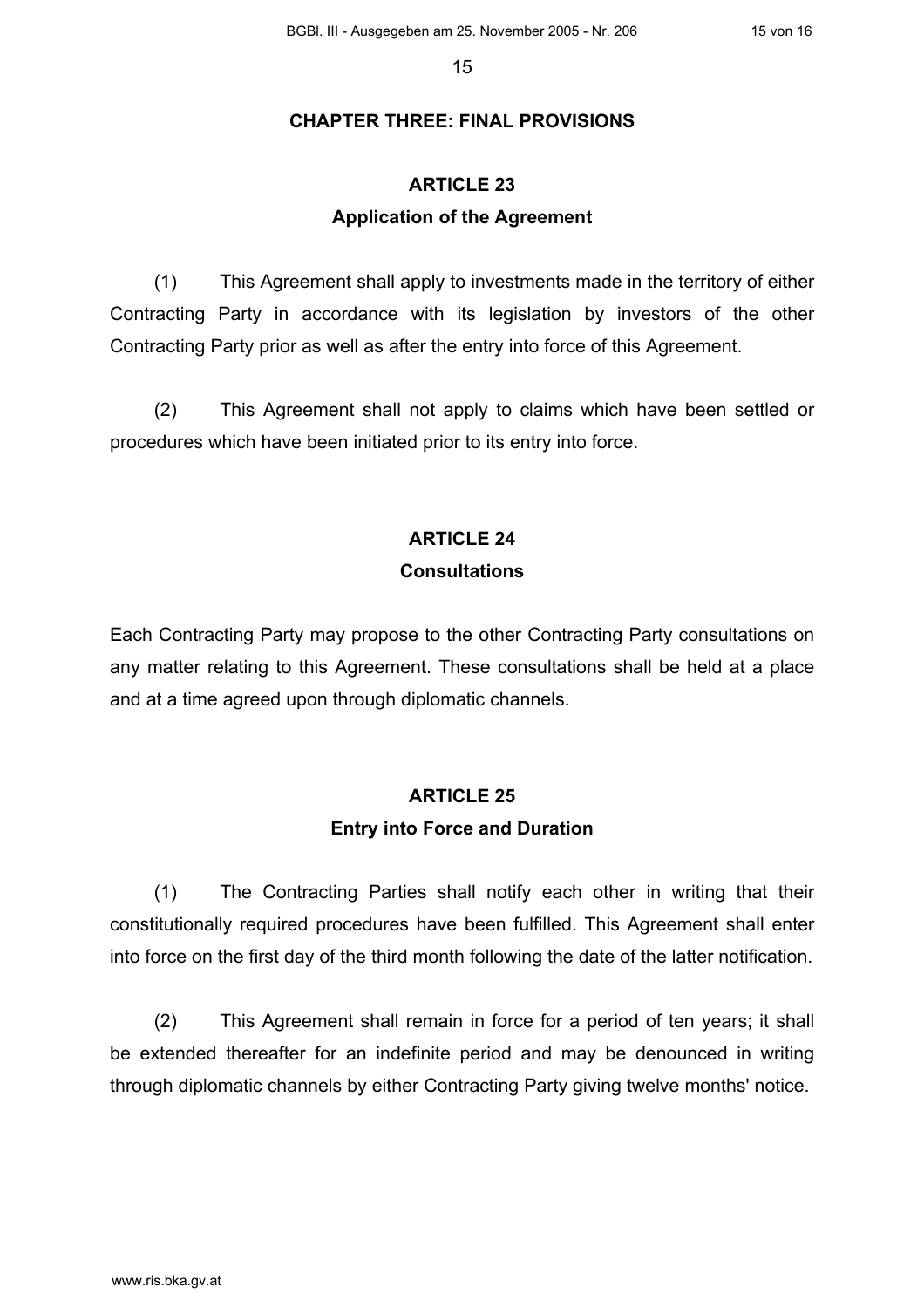## CHAPTER THREE: FINAL PROVISIONS

### ARTICLE 23
### Application of the Agreement

(1) This Agreement shall apply to investments made in the territory of either Contracting Party in accordance with its legislation by investors of the other Contracting Party prior as well as after the entry into force of this Agreement.

(2) This Agreement shall not apply to claims which have been settled or procedures which have been initiated prior to its entry into force.

### ARTICLE 24
### Consultations

Each Contracting Party may propose to the other Contracting Party consultations on any matter relating to this Agreement. These consultations shall be held at a place and at a time agreed upon through diplomatic channels.

### ARTICLE 25
### Entry into Force and Duration

(1) The Contracting Parties shall notify each other in writing that their constitutionally required procedures have been fulfilled. This Agreement shall enter into force on the first day of the third month following the date of the latter notification.

(2) This Agreement shall remain in force for a period of ten years; it shall be extended thereafter for an indefinite period and may be denounced in writing through diplomatic channels by either Contracting Party giving twelve months' notice.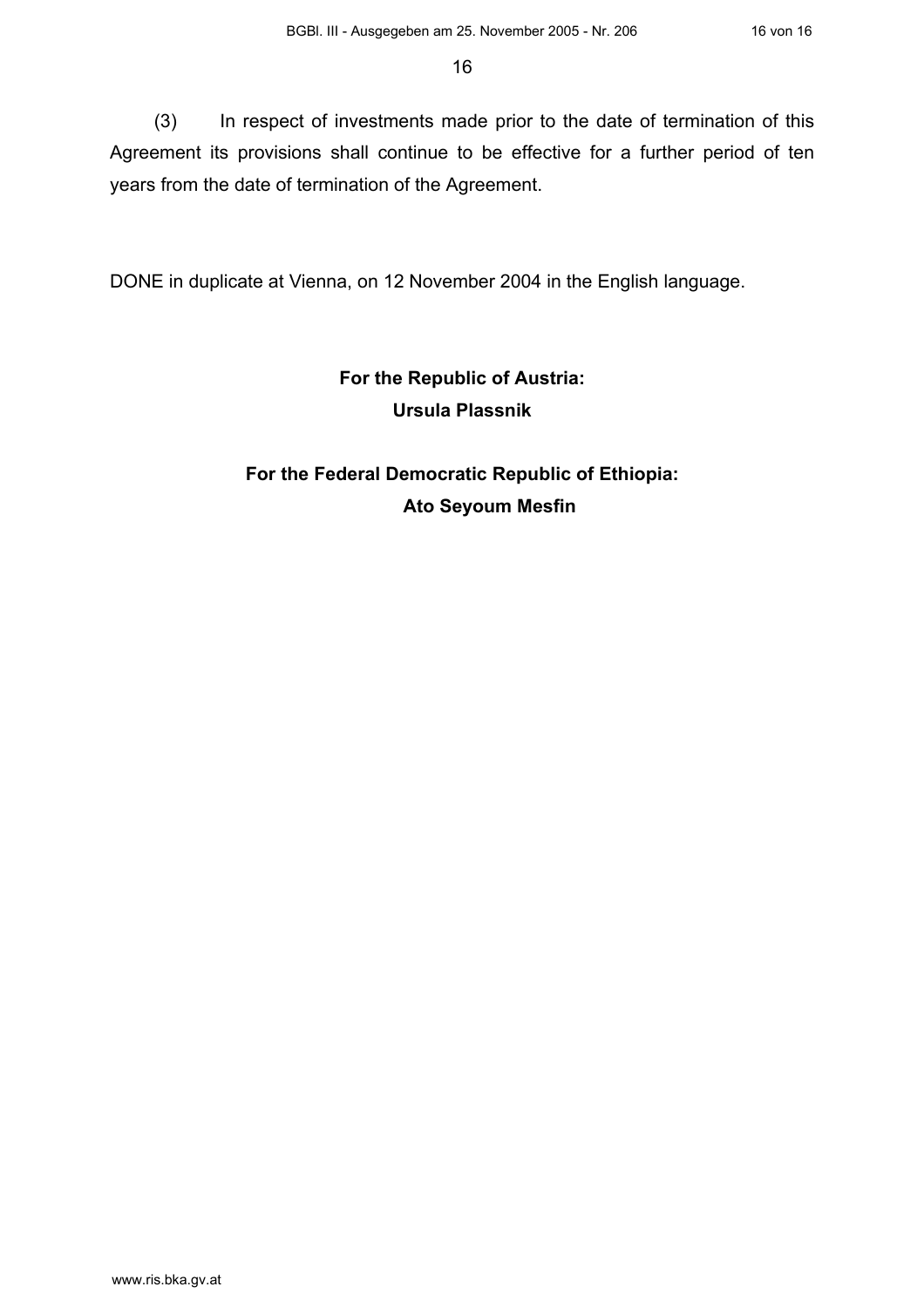(3) In respect of investments made prior to the date of termination of this Agreement its provisions shall continue to be effective for a further period of ten years from the date of termination of the Agreement.

DONE in duplicate at Vienna, on 12 November 2004 in the English language.

**For the Republic of Austria:**
**Ursula Plassnik**

**For the Federal Democratic Republic of Ethiopia:**
**Ato Seyoum Mesfin**